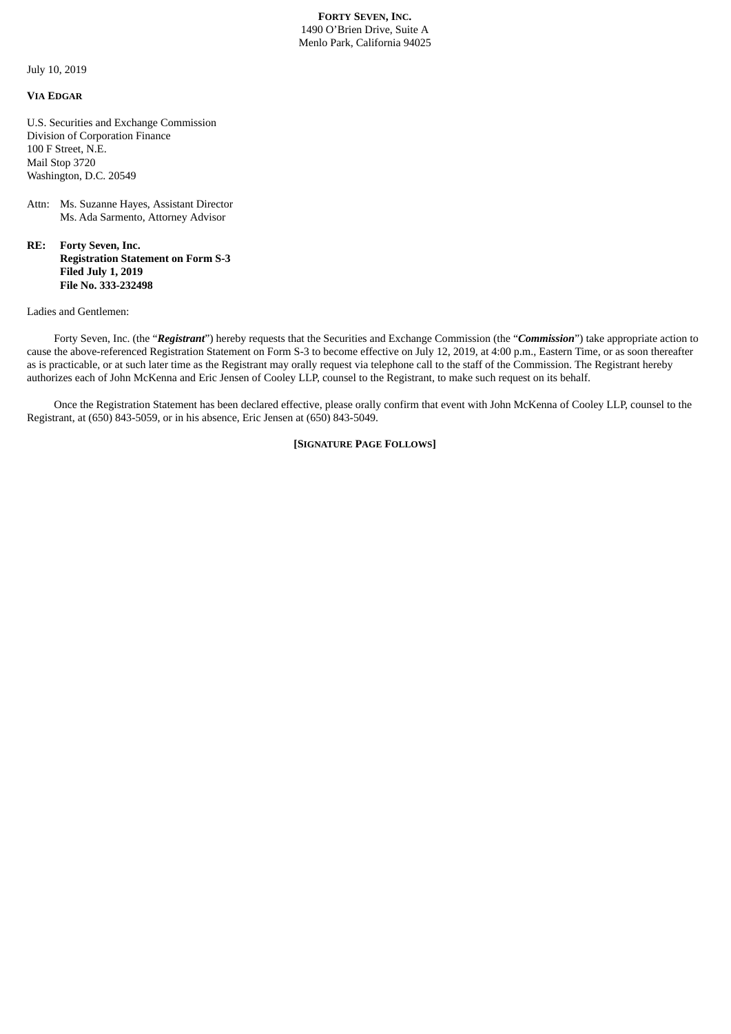**FORTY SEVEN, INC.**
1490 O'Brien Drive, Suite A
Menlo Park, California 94025

July 10, 2019

**VIA EDGAR**

U.S. Securities and Exchange Commission
Division of Corporation Finance
100 F Street, N.E.
Mail Stop 3720
Washington, D.C. 20549

Attn: Ms. Suzanne Hayes, Assistant Director
Ms. Ada Sarmento, Attorney Advisor

**RE: Forty Seven, Inc.**
**Registration Statement on Form S-3**
**Filed July 1, 2019**
**File No. 333-232498**

Ladies and Gentlemen:

Forty Seven, Inc. (the "***Registrant***") hereby requests that the Securities and Exchange Commission (the "***Commission***") take appropriate action to cause the above-referenced Registration Statement on Form S-3 to become effective on July 12, 2019, at 4:00 p.m., Eastern Time, or as soon thereafter as is practicable, or at such later time as the Registrant may orally request via telephone call to the staff of the Commission. The Registrant hereby authorizes each of John McKenna and Eric Jensen of Cooley LLP, counsel to the Registrant, to make such request on its behalf.

Once the Registration Statement has been declared effective, please orally confirm that event with John McKenna of Cooley LLP, counsel to the Registrant, at (650) 843-5059, or in his absence, Eric Jensen at (650) 843-5049.

**[SIGNATURE PAGE FOLLOWS]**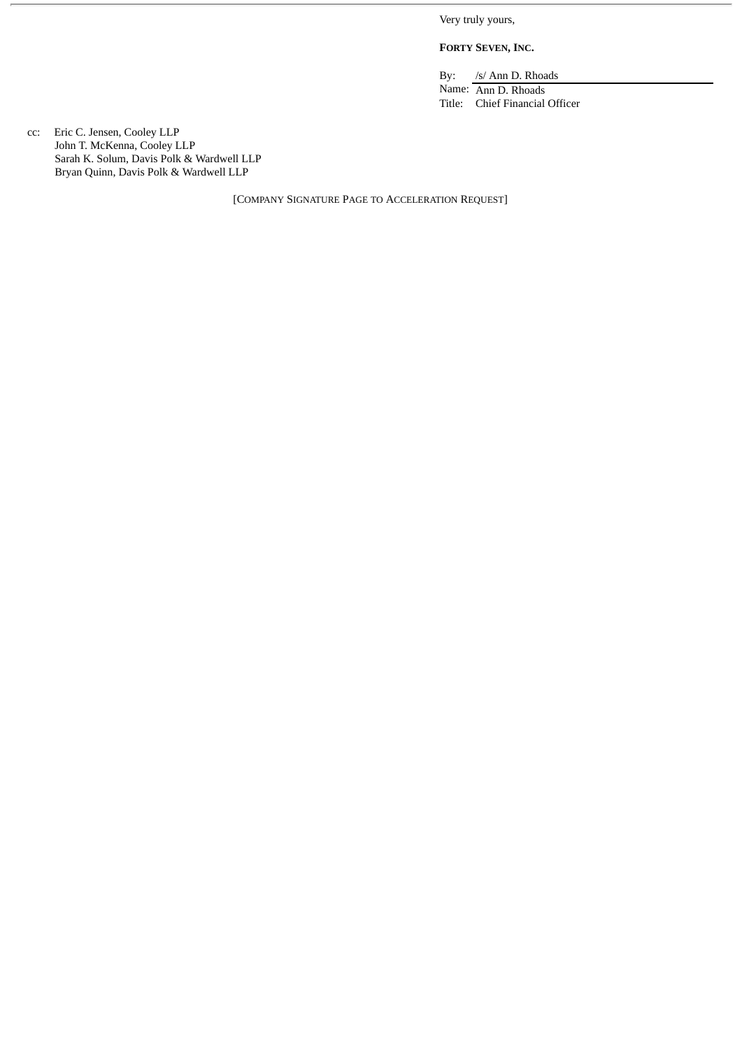Very truly yours,

**FORTY SEVEN, INC.**

By: /s/ Ann D. Rhoads
Name: Ann D. Rhoads
Title: Chief Financial Officer

cc: Eric C. Jensen, Cooley LLP
John T. McKenna, Cooley LLP
Sarah K. Solum, Davis Polk & Wardwell LLP
Bryan Quinn, Davis Polk & Wardwell LLP

[COMPANY SIGNATURE PAGE TO ACCELERATION REQUEST]